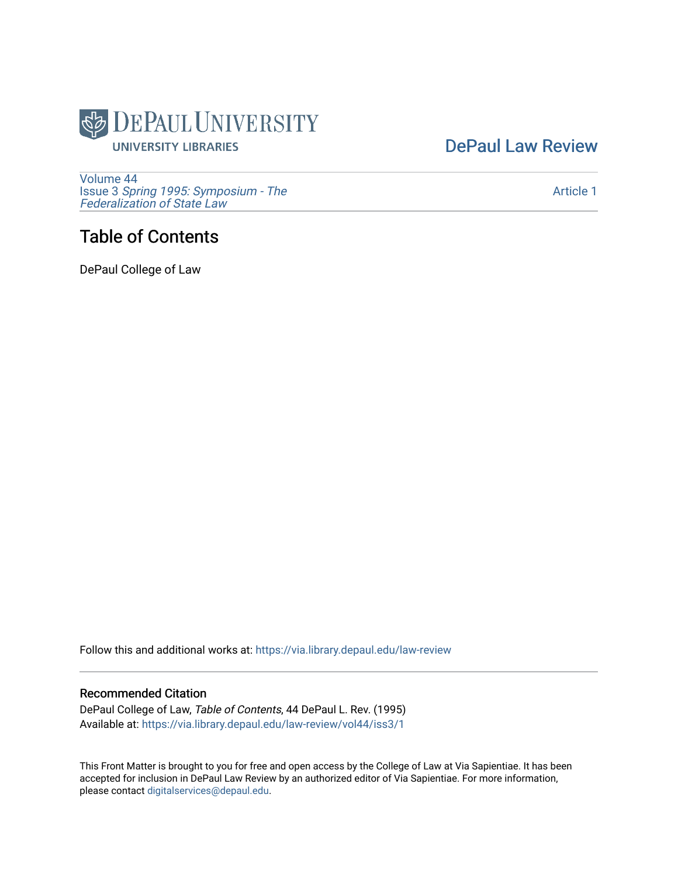DePaul University

UNIVERSITY LIBRARIES

DePaul Law Review

Volume 44
Issue 3 *Spring 1995: Symposium - The Federalization of State Law*

Article 1

# Table of Contents

DePaul College of Law

Follow this and additional works at: https://via.library.depaul.edu/law-review

## Recommended Citation

DePaul College of Law, *Table of Contents*, 44 DePaul L. Rev. (1995)
Available at: https://via.library.depaul.edu/law-review/vol44/iss3/1

This Front Matter is brought to you for free and open access by the College of Law at Via Sapientiae. It has been accepted for inclusion in DePaul Law Review by an authorized editor of Via Sapientiae. For more information, please contact digitalservices@depaul.edu.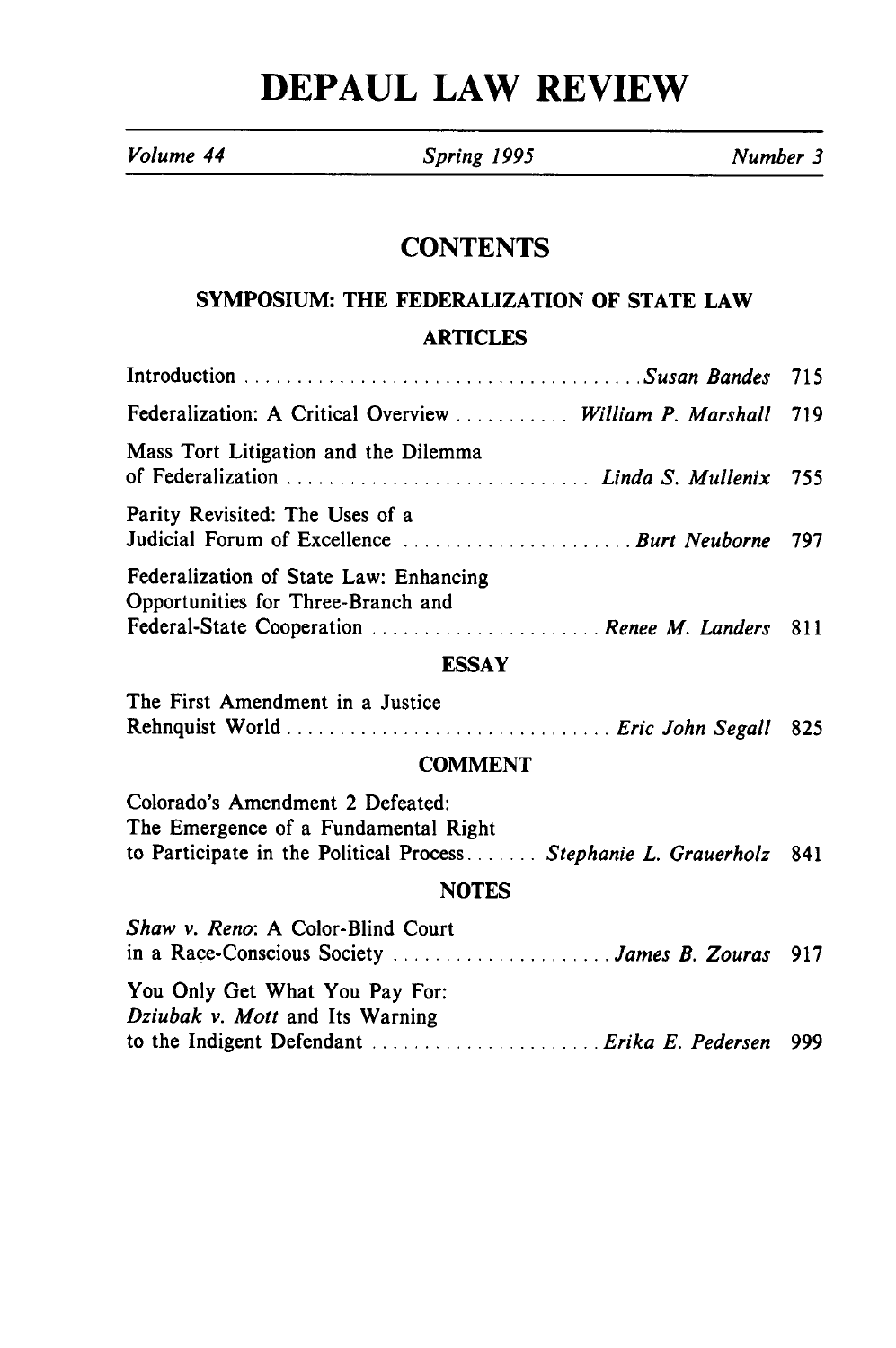# DEPAUL LAW REVIEW

*Volume 44* | *Spring 1995* | *Number 3*

## CONTENTS

### SYMPOSIUM: THE FEDERALIZATION OF STATE LAW

#### ARTICLES

| | | |
|---|---|---|
| Introduction | *Susan Bandes* | 715 |
| Federalization: A Critical Overview | *William P. Marshall* | 719 |
| Mass Tort Litigation and the Dilemma of Federalization | *Linda S. Mullenix* | 755 |
| Parity Revisited: The Uses of a Judicial Forum of Excellence | *Burt Neuborne* | 797 |
| Federalization of State Law: Enhancing Opportunities for Three-Branch and Federal-State Cooperation | *Renee M. Landers* | 811 |

#### ESSAY

| | | |
|---|---|---|
| The First Amendment in a Justice Rehnquist World | *Eric John Segall* | 825 |

#### COMMENT

| | | |
|---|---|---|
| Colorado's Amendment 2 Defeated: The Emergence of a Fundamental Right to Participate in the Political Process | *Stephanie L. Grauerholz* | 841 |

#### NOTES

| | | |
|---|---|---|
| *Shaw v. Reno*: A Color-Blind Court in a Race-Conscious Society | *James B. Zouras* | 917 |
| You Only Get What You Pay For: *Dziubak v. Mott* and Its Warning to the Indigent Defendant | *Erika E. Pedersen* | 999 |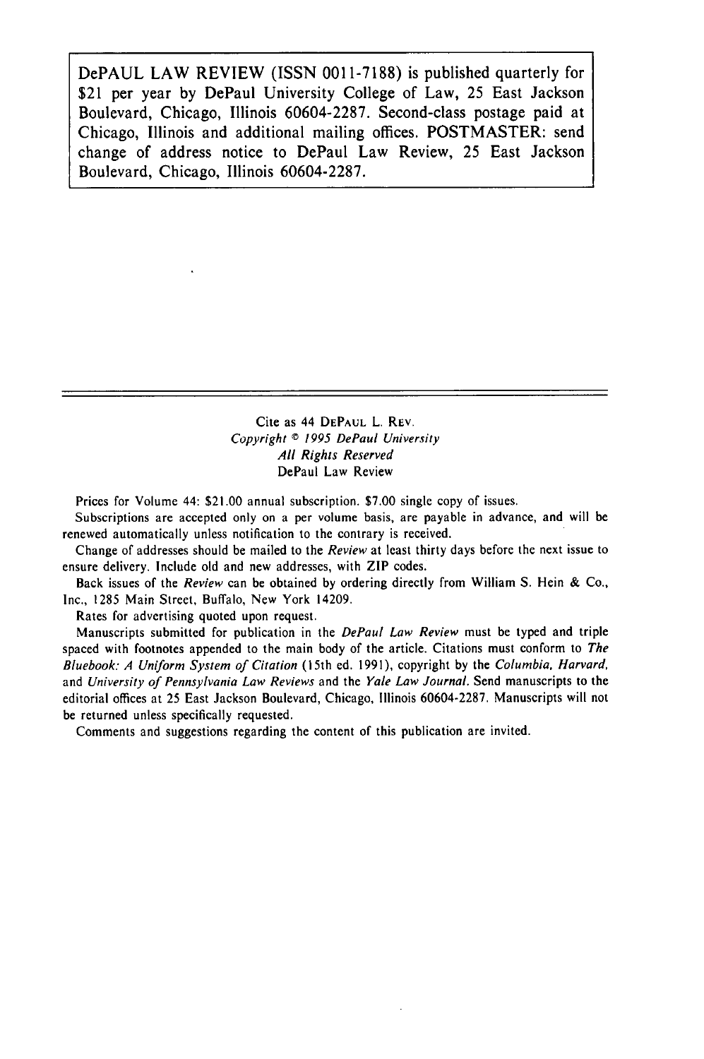DePAUL LAW REVIEW (ISSN 0011-7188) is published quarterly for $21 per year by DePaul University College of Law, 25 East Jackson Boulevard, Chicago, Illinois 60604-2287. Second-class postage paid at Chicago, Illinois and additional mailing offices. POSTMASTER: send change of address notice to DePaul Law Review, 25 East Jackson Boulevard, Chicago, Illinois 60604-2287.

---

Cite as 44 DEPAUL L. REV.
*Copyright © 1995 DePaul University*
*All Rights Reserved*
DePaul Law Review

Prices for Volume 44: $21.00 annual subscription. $7.00 single copy of issues.

Subscriptions are accepted only on a per volume basis, are payable in advance, and will be renewed automatically unless notification to the contrary is received.

Change of addresses should be mailed to the *Review* at least thirty days before the next issue to ensure delivery. Include old and new addresses, with ZIP codes.

Back issues of the *Review* can be obtained by ordering directly from William S. Hein & Co., Inc., 1285 Main Street, Buffalo, New York 14209.

Rates for advertising quoted upon request.

Manuscripts submitted for publication in the *DePaul Law Review* must be typed and triple spaced with footnotes appended to the main body of the article. Citations must conform to *The Bluebook: A Uniform System of Citation* (15th ed. 1991), copyright by the *Columbia, Harvard,* and *University of Pennsylvania Law Reviews* and the *Yale Law Journal.* Send manuscripts to the editorial offices at 25 East Jackson Boulevard, Chicago, Illinois 60604-2287. Manuscripts will not be returned unless specifically requested.

Comments and suggestions regarding the content of this publication are invited.